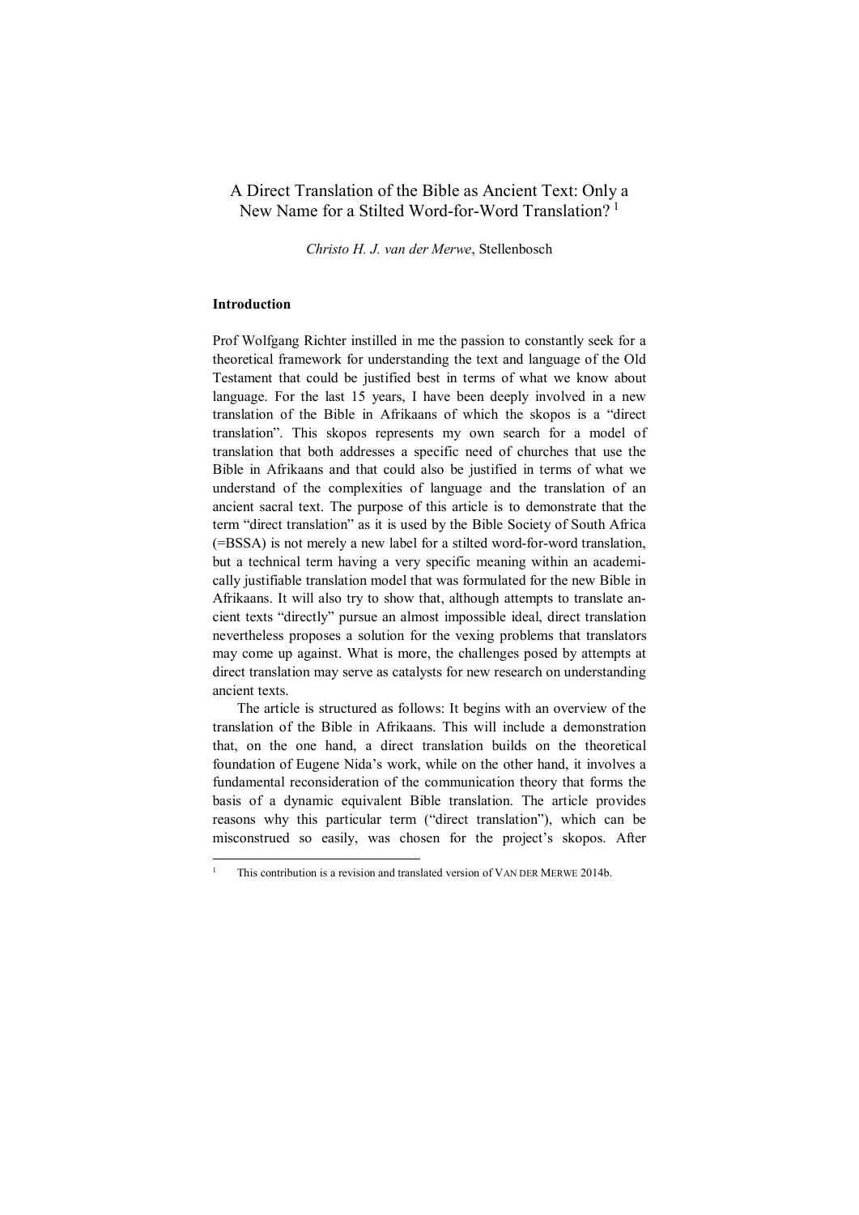# A Direct Translation of the Bible as Ancient Text: Only a New Name for a Stilted Word-for-Word Translation? [1]

*Christo H. J. van der Merwe*, Stellenbosch

## Introduction

Prof Wolfgang Richter instilled in me the passion to constantly seek for a theoretical framework for understanding the text and language of the Old Testament that could be justified best in terms of what we know about language. For the last 15 years, I have been deeply involved in a new translation of the Bible in Afrikaans of which the skopos is a "direct translation". This skopos represents my own search for a model of translation that both addresses a specific need of churches that use the Bible in Afrikaans and that could also be justified in terms of what we understand of the complexities of language and the translation of an ancient sacral text. The purpose of this article is to demonstrate that the term "direct translation" as it is used by the Bible Society of South Africa (=BSSA) is not merely a new label for a stilted word-for-word translation, but a technical term having a very specific meaning within an academically justifiable translation model that was formulated for the new Bible in Afrikaans. It will also try to show that, although attempts to translate ancient texts "directly" pursue an almost impossible ideal, direct translation nevertheless proposes a solution for the vexing problems that translators may come up against. What is more, the challenges posed by attempts at direct translation may serve as catalysts for new research on understanding ancient texts.

The article is structured as follows: It begins with an overview of the translation of the Bible in Afrikaans. This will include a demonstration that, on the one hand, a direct translation builds on the theoretical foundation of Eugene Nida's work, while on the other hand, it involves a fundamental reconsideration of the communication theory that forms the basis of a dynamic equivalent Bible translation. The article provides reasons why this particular term ("direct translation"), which can be misconstrued so easily, was chosen for the project's skopos. After

---

[1] This contribution is a revision and translated version of VAN DER MERWE 2014b.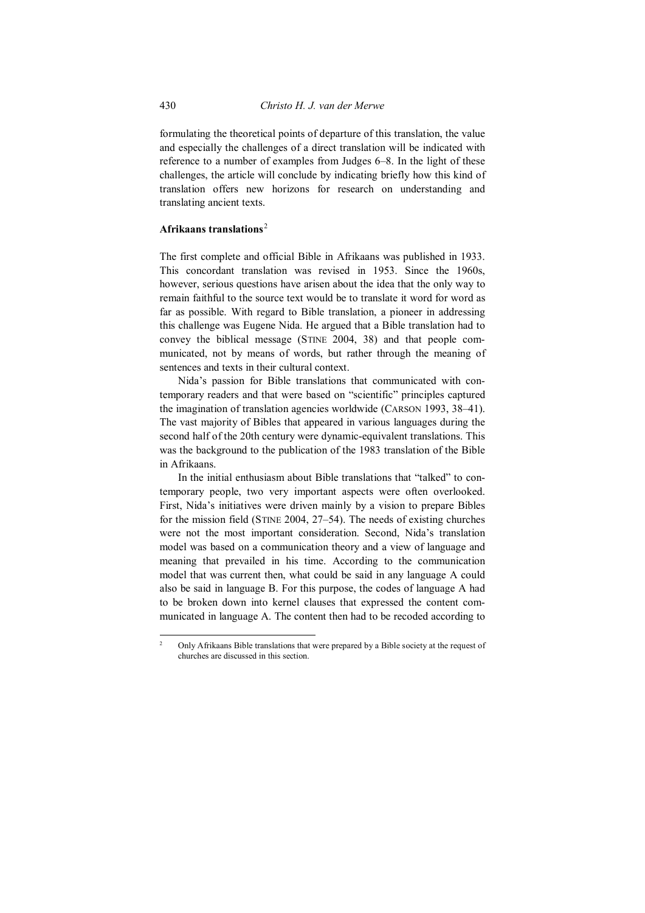formulating the theoretical points of departure of this translation, the value and especially the challenges of a direct translation will be indicated with reference to a number of examples from Judges 6–8. In the light of these challenges, the article will conclude by indicating briefly how this kind of translation offers new horizons for research on understanding and translating ancient texts.

## Afrikaans translations[2]

The first complete and official Bible in Afrikaans was published in 1933. This concordant translation was revised in 1953. Since the 1960s, however, serious questions have arisen about the idea that the only way to remain faithful to the source text would be to translate it word for word as far as possible. With regard to Bible translation, a pioneer in addressing this challenge was Eugene Nida. He argued that a Bible translation had to convey the biblical message (STINE 2004, 38) and that people communicated, not by means of words, but rather through the meaning of sentences and texts in their cultural context.

Nida's passion for Bible translations that communicated with contemporary readers and that were based on "scientific" principles captured the imagination of translation agencies worldwide (CARSON 1993, 38–41). The vast majority of Bibles that appeared in various languages during the second half of the 20th century were dynamic-equivalent translations. This was the background to the publication of the 1983 translation of the Bible in Afrikaans.

In the initial enthusiasm about Bible translations that "talked" to contemporary people, two very important aspects were often overlooked. First, Nida's initiatives were driven mainly by a vision to prepare Bibles for the mission field (STINE 2004, 27–54). The needs of existing churches were not the most important consideration. Second, Nida's translation model was based on a communication theory and a view of language and meaning that prevailed in his time. According to the communication model that was current then, what could be said in any language A could also be said in language B. For this purpose, the codes of language A had to be broken down into kernel clauses that expressed the content communicated in language A. The content then had to be recoded according to

---

[2] Only Afrikaans Bible translations that were prepared by a Bible society at the request of churches are discussed in this section.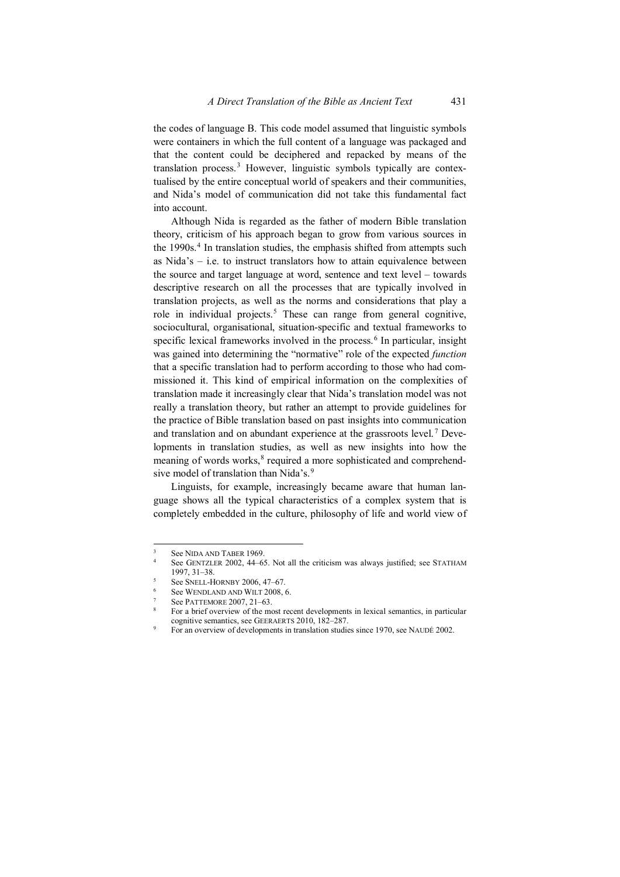the codes of language B. This code model assumed that linguistic symbols were containers in which the full content of a language was packaged and that the content could be deciphered and repacked by means of the translation process.[3] However, linguistic symbols typically are contextualised by the entire conceptual world of speakers and their communities, and Nida's model of communication did not take this fundamental fact into account.

Although Nida is regarded as the father of modern Bible translation theory, criticism of his approach began to grow from various sources in the 1990s.[4] In translation studies, the emphasis shifted from attempts such as Nida's – i.e. to instruct translators how to attain equivalence between the source and target language at word, sentence and text level – towards descriptive research on all the processes that are typically involved in translation projects, as well as the norms and considerations that play a role in individual projects.[5] These can range from general cognitive, sociocultural, organisational, situation-specific and textual frameworks to specific lexical frameworks involved in the process.[6] In particular, insight was gained into determining the "normative" role of the expected *function* that a specific translation had to perform according to those who had commissioned it. This kind of empirical information on the complexities of translation made it increasingly clear that Nida's translation model was not really a translation theory, but rather an attempt to provide guidelines for the practice of Bible translation based on past insights into communication and translation and on abundant experience at the grassroots level.[7] Developments in translation studies, as well as new insights into how the meaning of words works,[8] required a more sophisticated and comprehensive model of translation than Nida's.[9]

Linguists, for example, increasingly became aware that human language shows all the typical characteristics of a complex system that is completely embedded in the culture, philosophy of life and world view of

---

[3] See NIDA AND TABER 1969.

[4] See GENTZLER 2002, 44–65. Not all the criticism was always justified; see STATHAM 1997, 31–38.

[5] See SNELL-HORNBY 2006, 47–67.

[6] See WENDLAND AND WILT 2008, 6.

[7] See PATTEMORE 2007, 21–63.

[8] For a brief overview of the most recent developments in lexical semantics, in particular cognitive semantics, see GEERAERTS 2010, 182–287.

[9] For an overview of developments in translation studies since 1970, see NAUDÉ 2002.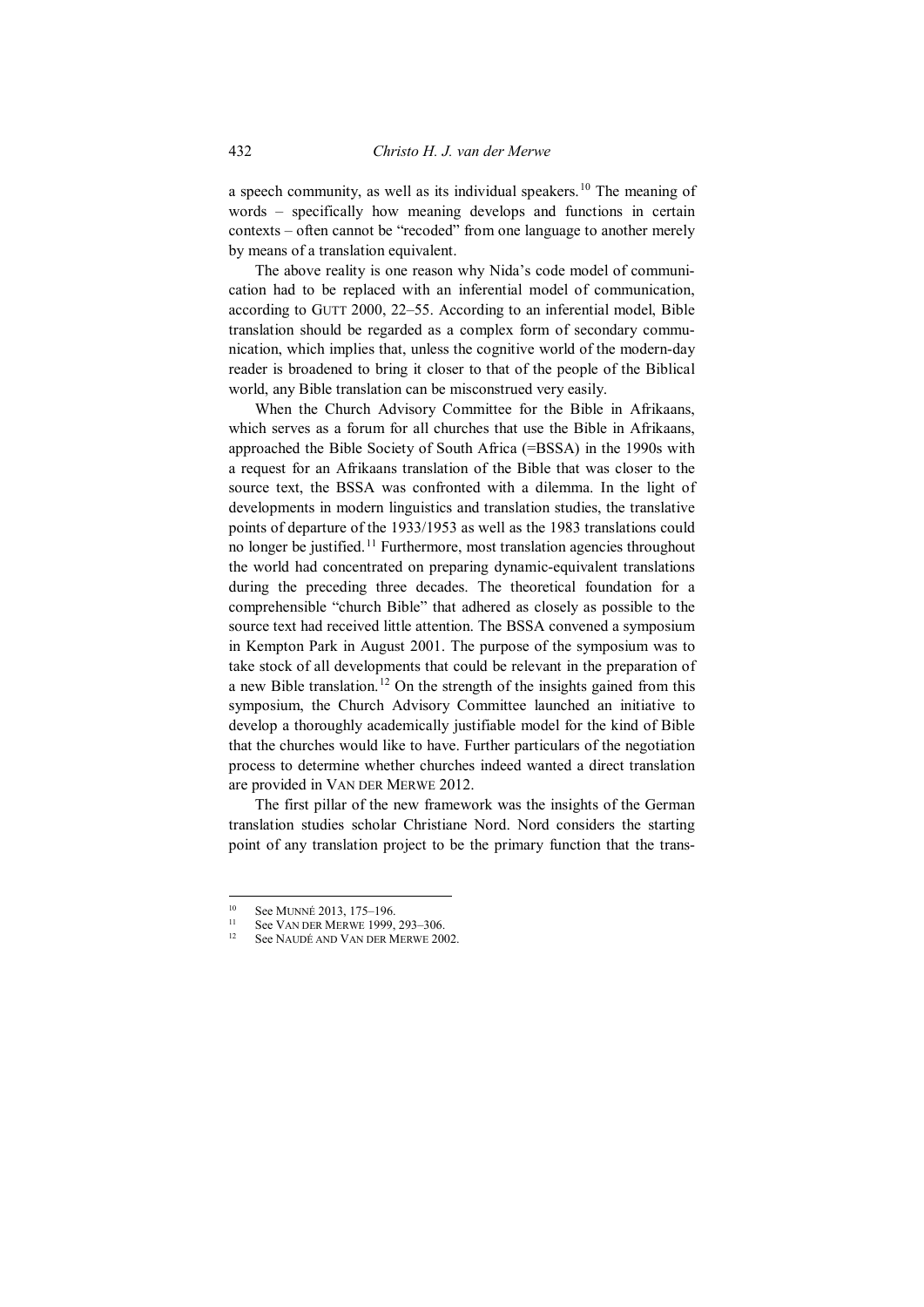a speech community, as well as its individual speakers.[10] The meaning of words – specifically how meaning develops and functions in certain contexts – often cannot be "recoded" from one language to another merely by means of a translation equivalent.

The above reality is one reason why Nida's code model of communication had to be replaced with an inferential model of communication, according to GUTT 2000, 22–55. According to an inferential model, Bible translation should be regarded as a complex form of secondary communication, which implies that, unless the cognitive world of the modern-day reader is broadened to bring it closer to that of the people of the Biblical world, any Bible translation can be misconstrued very easily.

When the Church Advisory Committee for the Bible in Afrikaans, which serves as a forum for all churches that use the Bible in Afrikaans, approached the Bible Society of South Africa (=BSSA) in the 1990s with a request for an Afrikaans translation of the Bible that was closer to the source text, the BSSA was confronted with a dilemma. In the light of developments in modern linguistics and translation studies, the translative points of departure of the 1933/1953 as well as the 1983 translations could no longer be justified.[11] Furthermore, most translation agencies throughout the world had concentrated on preparing dynamic-equivalent translations during the preceding three decades. The theoretical foundation for a comprehensible "church Bible" that adhered as closely as possible to the source text had received little attention. The BSSA convened a symposium in Kempton Park in August 2001. The purpose of the symposium was to take stock of all developments that could be relevant in the preparation of a new Bible translation.[12] On the strength of the insights gained from this symposium, the Church Advisory Committee launched an initiative to develop a thoroughly academically justifiable model for the kind of Bible that the churches would like to have. Further particulars of the negotiation process to determine whether churches indeed wanted a direct translation are provided in VAN DER MERWE 2012.

The first pillar of the new framework was the insights of the German translation studies scholar Christiane Nord. Nord considers the starting point of any translation project to be the primary function that the trans-

---

[10] See MUNNÉ 2013, 175–196.

[11] See VAN DER MERWE 1999, 293–306.

[12] See NAUDÉ AND VAN DER MERWE 2002.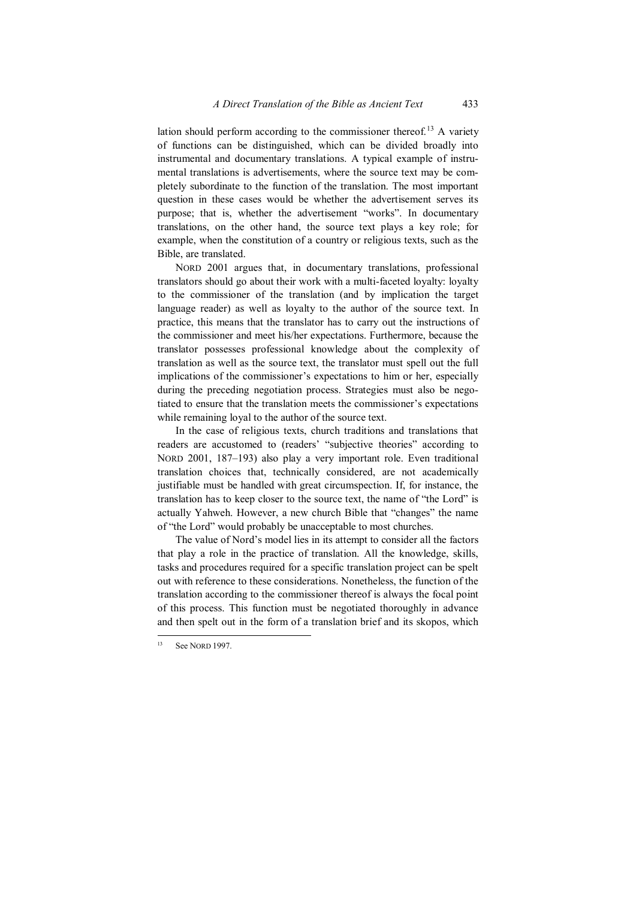lation should perform according to the commissioner thereof.[13] A variety of functions can be distinguished, which can be divided broadly into instrumental and documentary translations. A typical example of instrumental translations is advertisements, where the source text may be completely subordinate to the function of the translation. The most important question in these cases would be whether the advertisement serves its purpose; that is, whether the advertisement "works". In documentary translations, on the other hand, the source text plays a key role; for example, when the constitution of a country or religious texts, such as the Bible, are translated.

NORD 2001 argues that, in documentary translations, professional translators should go about their work with a multi-faceted loyalty: loyalty to the commissioner of the translation (and by implication the target language reader) as well as loyalty to the author of the source text. In practice, this means that the translator has to carry out the instructions of the commissioner and meet his/her expectations. Furthermore, because the translator possesses professional knowledge about the complexity of translation as well as the source text, the translator must spell out the full implications of the commissioner's expectations to him or her, especially during the preceding negotiation process. Strategies must also be negotiated to ensure that the translation meets the commissioner's expectations while remaining loyal to the author of the source text.

In the case of religious texts, church traditions and translations that readers are accustomed to (readers' "subjective theories" according to NORD 2001, 187–193) also play a very important role. Even traditional translation choices that, technically considered, are not academically justifiable must be handled with great circumspection. If, for instance, the translation has to keep closer to the source text, the name of "the Lord" is actually Yahweh. However, a new church Bible that "changes" the name of "the Lord" would probably be unacceptable to most churches.

The value of Nord's model lies in its attempt to consider all the factors that play a role in the practice of translation. All the knowledge, skills, tasks and procedures required for a specific translation project can be spelt out with reference to these considerations. Nonetheless, the function of the translation according to the commissioner thereof is always the focal point of this process. This function must be negotiated thoroughly in advance and then spelt out in the form of a translation brief and its skopos, which

[13] See NORD 1997.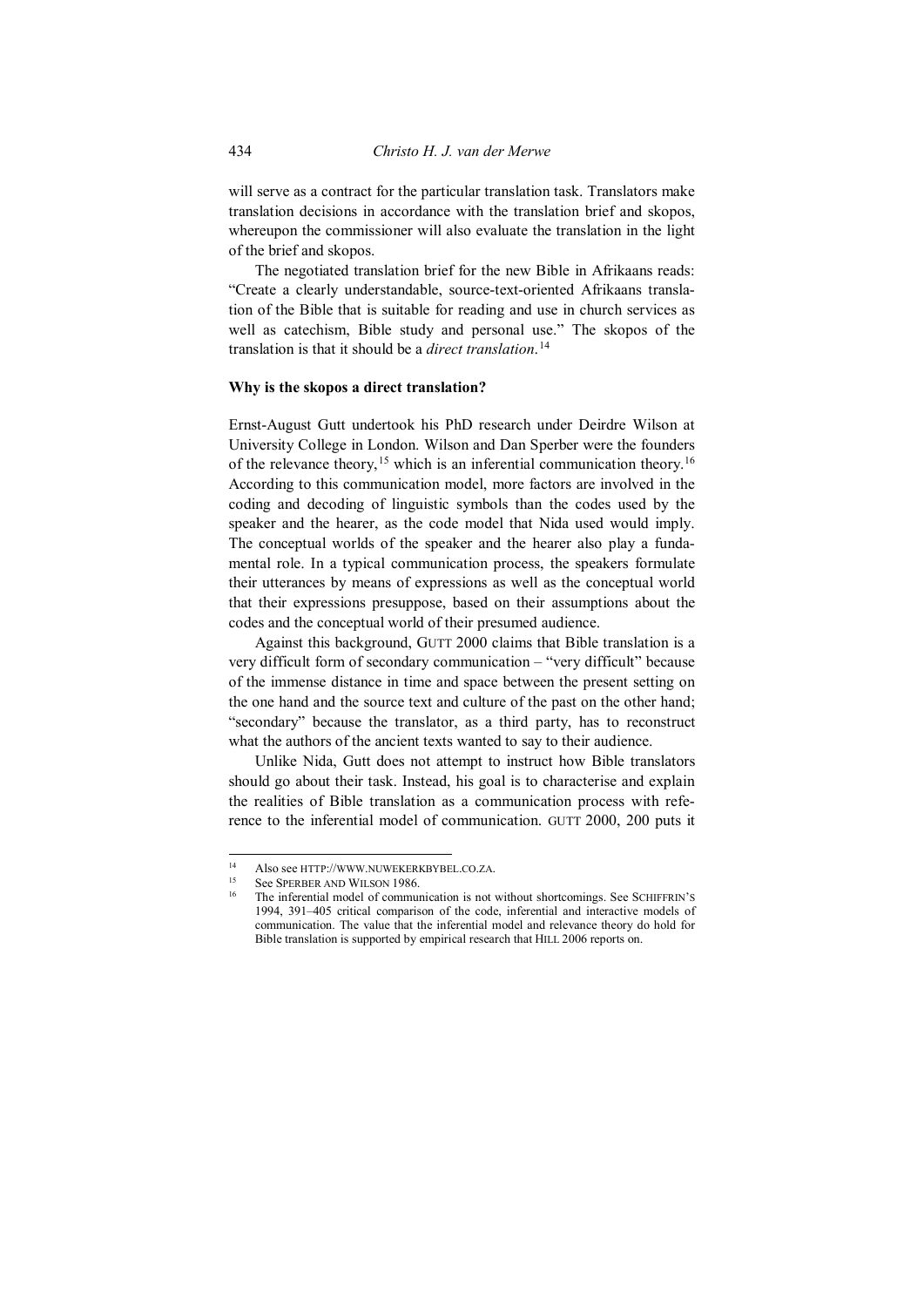will serve as a contract for the particular translation task. Translators make translation decisions in accordance with the translation brief and skopos, whereupon the commissioner will also evaluate the translation in the light of the brief and skopos.

The negotiated translation brief for the new Bible in Afrikaans reads: "Create a clearly understandable, source-text-oriented Afrikaans translation of the Bible that is suitable for reading and use in church services as well as catechism, Bible study and personal use." The skopos of the translation is that it should be a *direct translation*.[14]

**Why is the skopos a direct translation?**

Ernst-August Gutt undertook his PhD research under Deirdre Wilson at University College in London. Wilson and Dan Sperber were the founders of the relevance theory,[15] which is an inferential communication theory.[16] According to this communication model, more factors are involved in the coding and decoding of linguistic symbols than the codes used by the speaker and the hearer, as the code model that Nida used would imply. The conceptual worlds of the speaker and the hearer also play a fundamental role. In a typical communication process, the speakers formulate their utterances by means of expressions as well as the conceptual world that their expressions presuppose, based on their assumptions about the codes and the conceptual world of their presumed audience.

Against this background, GUTT 2000 claims that Bible translation is a very difficult form of secondary communication – "very difficult" because of the immense distance in time and space between the present setting on the one hand and the source text and culture of the past on the other hand; "secondary" because the translator, as a third party, has to reconstruct what the authors of the ancient texts wanted to say to their audience.

Unlike Nida, Gutt does not attempt to instruct how Bible translators should go about their task. Instead, his goal is to characterise and explain the realities of Bible translation as a communication process with reference to the inferential model of communication. GUTT 2000, 200 puts it

---

[14] Also see HTTP://WWW.NUWEKERKBYBEL.CO.ZA.

[15] See SPERBER AND WILSON 1986.

[16] The inferential model of communication is not without shortcomings. See SCHIFFRIN'S 1994, 391–405 critical comparison of the code, inferential and interactive models of communication. The value that the inferential model and relevance theory do hold for Bible translation is supported by empirical research that HILL 2006 reports on.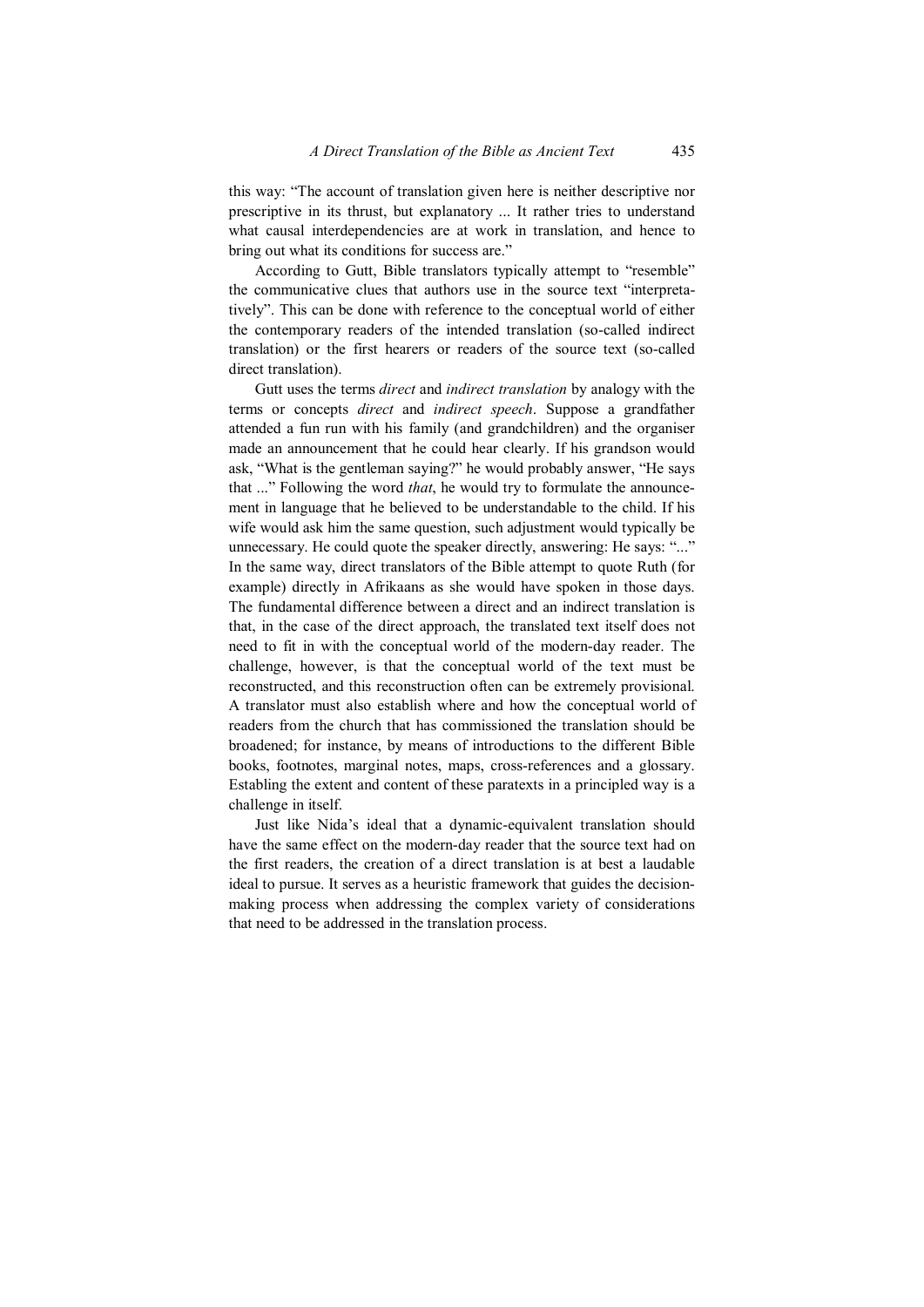this way: "The account of translation given here is neither descriptive nor prescriptive in its thrust, but explanatory ... It rather tries to understand what causal interdependencies are at work in translation, and hence to bring out what its conditions for success are."

According to Gutt, Bible translators typically attempt to "resemble" the communicative clues that authors use in the source text "interpretatively". This can be done with reference to the conceptual world of either the contemporary readers of the intended translation (so-called indirect translation) or the first hearers or readers of the source text (so-called direct translation).

Gutt uses the terms *direct* and *indirect translation* by analogy with the terms or concepts *direct* and *indirect speech*. Suppose a grandfather attended a fun run with his family (and grandchildren) and the organiser made an announcement that he could hear clearly. If his grandson would ask, "What is the gentleman saying?" he would probably answer, "He says that ..." Following the word *that*, he would try to formulate the announcement in language that he believed to be understandable to the child. If his wife would ask him the same question, such adjustment would typically be unnecessary. He could quote the speaker directly, answering: He says: "..." In the same way, direct translators of the Bible attempt to quote Ruth (for example) directly in Afrikaans as she would have spoken in those days. The fundamental difference between a direct and an indirect translation is that, in the case of the direct approach, the translated text itself does not need to fit in with the conceptual world of the modern-day reader. The challenge, however, is that the conceptual world of the text must be reconstructed, and this reconstruction often can be extremely provisional. A translator must also establish where and how the conceptual world of readers from the church that has commissioned the translation should be broadened; for instance, by means of introductions to the different Bible books, footnotes, marginal notes, maps, cross-references and a glossary. Establing the extent and content of these paratexts in a principled way is a challenge in itself.

Just like Nida's ideal that a dynamic-equivalent translation should have the same effect on the modern-day reader that the source text had on the first readers, the creation of a direct translation is at best a laudable ideal to pursue. It serves as a heuristic framework that guides the decision-making process when addressing the complex variety of considerations that need to be addressed in the translation process.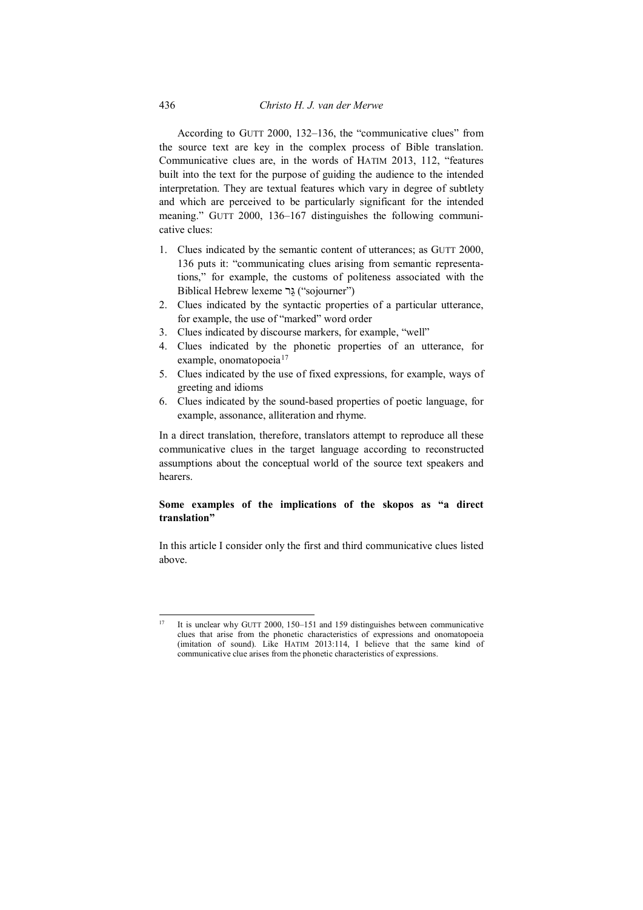According to GUTT 2000, 132–136, the "communicative clues" from the source text are key in the complex process of Bible translation. Communicative clues are, in the words of HATIM 2013, 112, "features built into the text for the purpose of guiding the audience to the intended interpretation. They are textual features which vary in degree of subtlety and which are perceived to be particularly significant for the intended meaning." GUTT 2000, 136–167 distinguishes the following communicative clues:

1. Clues indicated by the semantic content of utterances; as GUTT 2000, 136 puts it: "communicating clues arising from semantic representations," for example, the customs of politeness associated with the Biblical Hebrew lexeme גֵּר ("sojourner")
2. Clues indicated by the syntactic properties of a particular utterance, for example, the use of "marked" word order
3. Clues indicated by discourse markers, for example, "well"
4. Clues indicated by the phonetic properties of an utterance, for example, onomatopoeia[17]
5. Clues indicated by the use of fixed expressions, for example, ways of greeting and idioms
6. Clues indicated by the sound-based properties of poetic language, for example, assonance, alliteration and rhyme.

In a direct translation, therefore, translators attempt to reproduce all these communicative clues in the target language according to reconstructed assumptions about the conceptual world of the source text speakers and hearers.

**Some examples of the implications of the skopos as "a direct translation"**

In this article I consider only the first and third communicative clues listed above.

[17] It is unclear why GUTT 2000, 150–151 and 159 distinguishes between communicative clues that arise from the phonetic characteristics of expressions and onomatopoeia (imitation of sound). Like HATIM 2013:114, I believe that the same kind of communicative clue arises from the phonetic characteristics of expressions.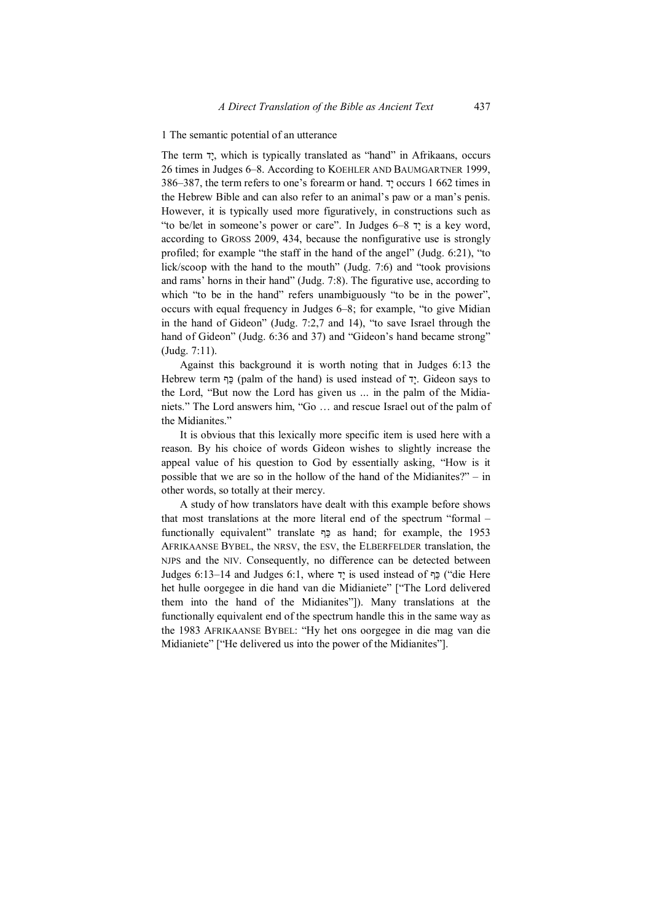1 The semantic potential of an utterance

The term יָד, which is typically translated as "hand" in Afrikaans, occurs 26 times in Judges 6–8. According to KOEHLER AND BAUMGARTNER 1999, 386–387, the term refers to one's forearm or hand. יָד occurs 1 662 times in the Hebrew Bible and can also refer to an animal's paw or a man's penis. However, it is typically used more figuratively, in constructions such as "to be/let in someone's power or care". In Judges 6–8 יָד is a key word, according to GROSS 2009, 434, because the nonfigurative use is strongly profiled; for example "the staff in the hand of the angel" (Judg. 6:21), "to lick/scoop with the hand to the mouth" (Judg. 7:6) and "took provisions and rams' horns in their hand" (Judg. 7:8). The figurative use, according to which "to be in the hand" refers unambiguously "to be in the power", occurs with equal frequency in Judges 6–8; for example, "to give Midian in the hand of Gideon" (Judg. 7:2,7 and 14), "to save Israel through the hand of Gideon" (Judg. 6:36 and 37) and "Gideon's hand became strong" (Judg. 7:11).

Against this background it is worth noting that in Judges 6:13 the Hebrew term כַּף (palm of the hand) is used instead of יָד. Gideon says to the Lord, "But now the Lord has given us ... in the palm of the Midianiets." The Lord answers him, "Go … and rescue Israel out of the palm of the Midianites."

It is obvious that this lexically more specific item is used here with a reason. By his choice of words Gideon wishes to slightly increase the appeal value of his question to God by essentially asking, "How is it possible that we are so in the hollow of the hand of the Midianites?" – in other words, so totally at their mercy.

A study of how translators have dealt with this example before shows that most translations at the more literal end of the spectrum "formal – functionally equivalent" translate כַּף as hand; for example, the 1953 AFRIKAANSE BYBEL, the NRSV, the ESV, the ELBERFELDER translation, the NJPS and the NIV. Consequently, no difference can be detected between Judges 6:13–14 and Judges 6:1, where יָד is used instead of כַּף ("die Here het hulle oorgegee in die hand van die Midianiete" ["The Lord delivered them into the hand of the Midianites"]). Many translations at the functionally equivalent end of the spectrum handle this in the same way as the 1983 AFRIKAANSE BYBEL: "Hy het ons oorgegee in die mag van die Midianiete" ["He delivered us into the power of the Midianites"].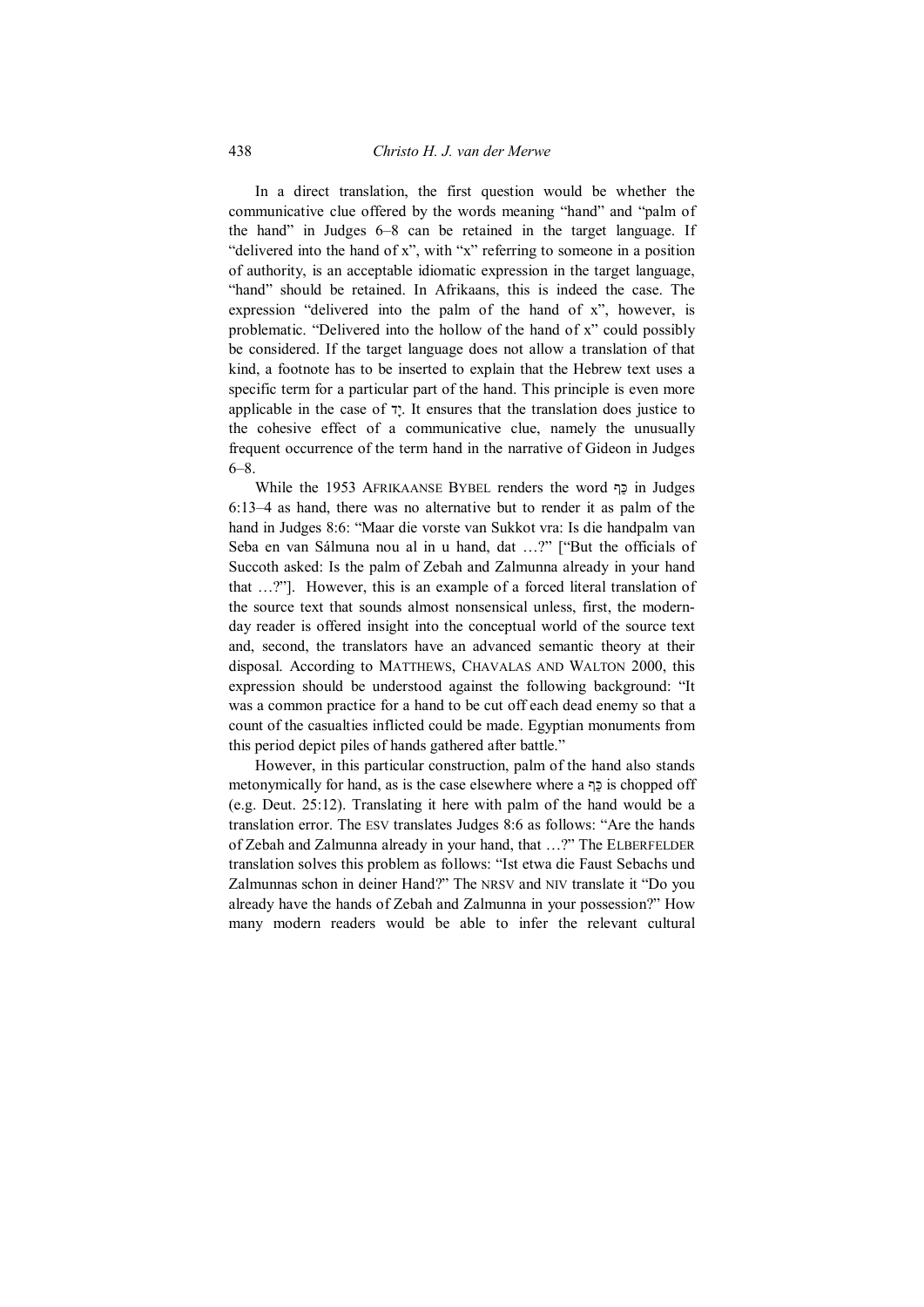In a direct translation, the first question would be whether the communicative clue offered by the words meaning "hand" and "palm of the hand" in Judges 6–8 can be retained in the target language. If "delivered into the hand of x", with "x" referring to someone in a position of authority, is an acceptable idiomatic expression in the target language, "hand" should be retained. In Afrikaans, this is indeed the case. The expression "delivered into the palm of the hand of x", however, is problematic. "Delivered into the hollow of the hand of x" could possibly be considered. If the target language does not allow a translation of that kind, a footnote has to be inserted to explain that the Hebrew text uses a specific term for a particular part of the hand. This principle is even more applicable in the case of יָד. It ensures that the translation does justice to the cohesive effect of a communicative clue, namely the unusually frequent occurrence of the term hand in the narrative of Gideon in Judges 6–8.

While the 1953 AFRIKAANSE BYBEL renders the word כַּף in Judges 6:13–4 as hand, there was no alternative but to render it as palm of the hand in Judges 8:6: "Maar die vorste van Sukkot vra: Is die handpalm van Seba en van Sálmuna nou al in u hand, dat …?" ["But the officials of Succoth asked: Is the palm of Zebah and Zalmunna already in your hand that …?"]. However, this is an example of a forced literal translation of the source text that sounds almost nonsensical unless, first, the modern-day reader is offered insight into the conceptual world of the source text and, second, the translators have an advanced semantic theory at their disposal. According to MATTHEWS, CHAVALAS AND WALTON 2000, this expression should be understood against the following background: "It was a common practice for a hand to be cut off each dead enemy so that a count of the casualties inflicted could be made. Egyptian monuments from this period depict piles of hands gathered after battle."

However, in this particular construction, palm of the hand also stands metonymically for hand, as is the case elsewhere where a כַּף is chopped off (e.g. Deut. 25:12). Translating it here with palm of the hand would be a translation error. The ESV translates Judges 8:6 as follows: "Are the hands of Zebah and Zalmunna already in your hand, that …?" The ELBERFELDER translation solves this problem as follows: "Ist etwa die Faust Sebachs und Zalmunnas schon in deiner Hand?" The NRSV and NIV translate it "Do you already have the hands of Zebah and Zalmunna in your possession?" How many modern readers would be able to infer the relevant cultural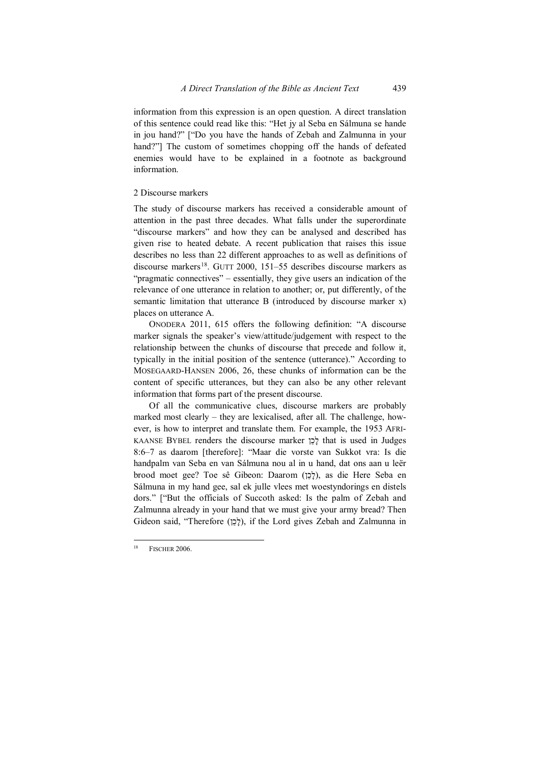information from this expression is an open question. A direct translation of this sentence could read like this: "Het jy al Seba en Sálmuna se hande in jou hand?" ["Do you have the hands of Zebah and Zalmunna in your hand?"] The custom of sometimes chopping off the hands of defeated enemies would have to be explained in a footnote as background information.

## 2 Discourse markers

The study of discourse markers has received a considerable amount of attention in the past three decades. What falls under the superordinate "discourse markers" and how they can be analysed and described has given rise to heated debate. A recent publication that raises this issue describes no less than 22 different approaches to as well as definitions of discourse markers[18]. GUTT 2000, 151–55 describes discourse markers as "pragmatic connectives" – essentially, they give users an indication of the relevance of one utterance in relation to another; or, put differently, of the semantic limitation that utterance B (introduced by discourse marker x) places on utterance A.

ONODERA 2011, 615 offers the following definition: "A discourse marker signals the speaker's view/attitude/judgement with respect to the relationship between the chunks of discourse that precede and follow it, typically in the initial position of the sentence (utterance)." According to MOSEGAARD-HANSEN 2006, 26, these chunks of information can be the content of specific utterances, but they can also be any other relevant information that forms part of the present discourse.

Of all the communicative clues, discourse markers are probably marked most clearly – they are lexicalised, after all. The challenge, however, is how to interpret and translate them. For example, the 1953 AFRIKAANSE BYBEL renders the discourse marker לָכֵן that is used in Judges 8:6–7 as daarom [therefore]: "Maar die vorste van Sukkot vra: Is die handpalm van Seba en van Sálmuna nou al in u hand, dat ons aan u leër brood moet gee? Toe sê Gibeon: Daarom (לָכֵן), as die Here Seba en Sálmuna in my hand gee, sal ek julle vlees met woestyndorings en distels dors." ["But the officials of Succoth asked: Is the palm of Zebah and Zalmunna already in your hand that we must give your army bread? Then Gideon said, "Therefore (לָכֵן), if the Lord gives Zebah and Zalmunna in

---

[18] FISCHER 2006.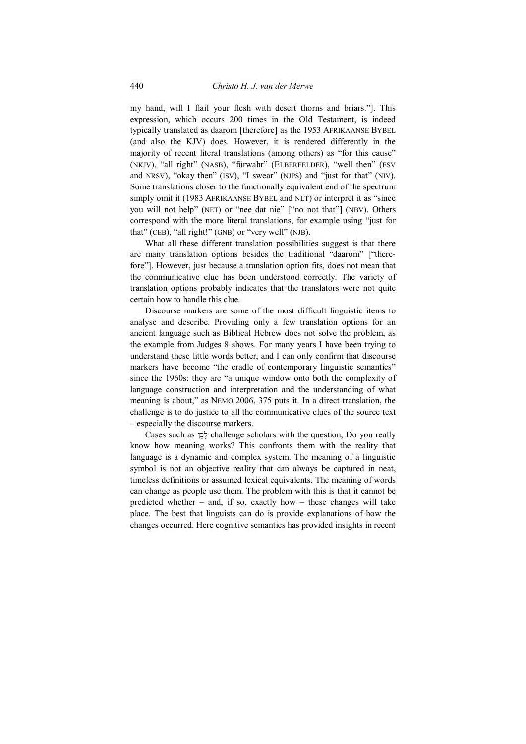my hand, will I flail your flesh with desert thorns and briars."]. This expression, which occurs 200 times in the Old Testament, is indeed typically translated as daarom [therefore] as the 1953 AFRIKAANSE BYBEL (and also the KJV) does. However, it is rendered differently in the majority of recent literal translations (among others) as "for this cause" (NKJV), "all right" (NASB), "fürwahr" (ELBERFELDER), "well then" (ESV and NRSV), "okay then" (ISV), "I swear" (NJPS) and "just for that" (NIV). Some translations closer to the functionally equivalent end of the spectrum simply omit it (1983 AFRIKAANSE BYBEL and NLT) or interpret it as "since you will not help" (NET) or "nee dat nie" ["no not that"] (NBV). Others correspond with the more literal translations, for example using "just for that" (CEB), "all right!" (GNB) or "very well" (NJB).

What all these different translation possibilities suggest is that there are many translation options besides the traditional "daarom" ["therefore"]. However, just because a translation option fits, does not mean that the communicative clue has been understood correctly. The variety of translation options probably indicates that the translators were not quite certain how to handle this clue.

Discourse markers are some of the most difficult linguistic items to analyse and describe. Providing only a few translation options for an ancient language such as Biblical Hebrew does not solve the problem, as the example from Judges 8 shows. For many years I have been trying to understand these little words better, and I can only confirm that discourse markers have become "the cradle of contemporary linguistic semantics" since the 1960s: they are "a unique window onto both the complexity of language construction and interpretation and the understanding of what meaning is about," as NEMO 2006, 375 puts it. In a direct translation, the challenge is to do justice to all the communicative clues of the source text – especially the discourse markers.

Cases such as לָכֵן challenge scholars with the question, Do you really know how meaning works? This confronts them with the reality that language is a dynamic and complex system. The meaning of a linguistic symbol is not an objective reality that can always be captured in neat, timeless definitions or assumed lexical equivalents. The meaning of words can change as people use them. The problem with this is that it cannot be predicted whether – and, if so, exactly how – these changes will take place. The best that linguists can do is provide explanations of how the changes occurred. Here cognitive semantics has provided insights in recent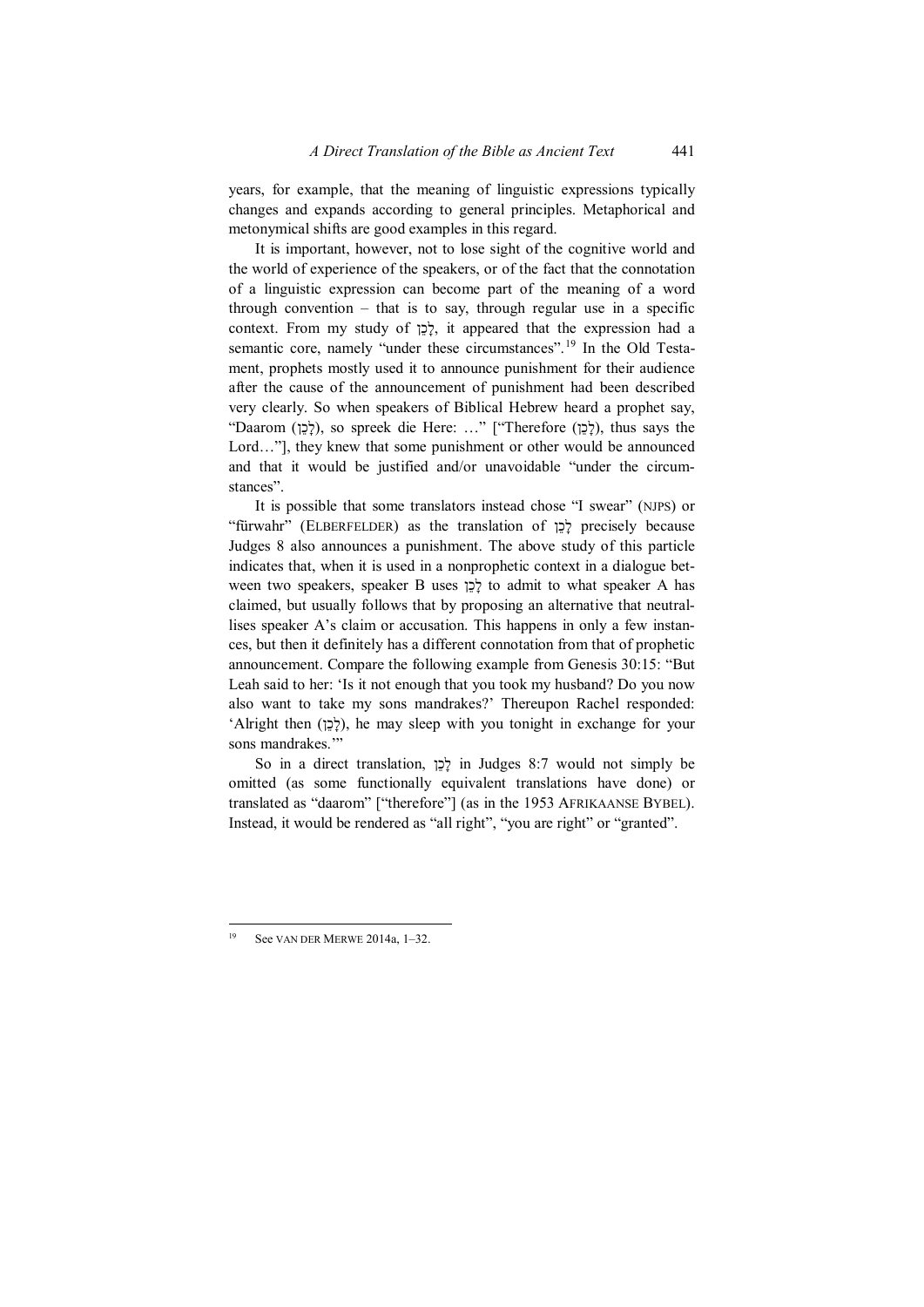years, for example, that the meaning of linguistic expressions typically changes and expands according to general principles. Metaphorical and metonymical shifts are good examples in this regard.

It is important, however, not to lose sight of the cognitive world and the world of experience of the speakers, or of the fact that the connotation of a linguistic expression can become part of the meaning of a word through convention – that is to say, through regular use in a specific context. From my study of לָכֵן, it appeared that the expression had a semantic core, namely "under these circumstances".[19] In the Old Testament, prophets mostly used it to announce punishment for their audience after the cause of the announcement of punishment had been described very clearly. So when speakers of Biblical Hebrew heard a prophet say, "Daarom (לָכֵן), so spreek die Here: …" ["Therefore (לָכֵן), thus says the Lord…"], they knew that some punishment or other would be announced and that it would be justified and/or unavoidable "under the circumstances".

It is possible that some translators instead chose "I swear" (NJPS) or "fürwahr" (ELBERFELDER) as the translation of לָכֵן precisely because Judges 8 also announces a punishment. The above study of this particle indicates that, when it is used in a nonprophetic context in a dialogue between two speakers, speaker B uses לָכֵן to admit to what speaker A has claimed, but usually follows that by proposing an alternative that neutralises speaker A's claim or accusation. This happens in only a few instances, but then it definitely has a different connotation from that of prophetic announcement. Compare the following example from Genesis 30:15: "But Leah said to her: 'Is it not enough that you took my husband? Do you now also want to take my sons mandrakes?' Thereupon Rachel responded: 'Alright then (לָכֵן), he may sleep with you tonight in exchange for your sons mandrakes.'"

So in a direct translation, לָכֵן in Judges 8:7 would not simply be omitted (as some functionally equivalent translations have done) or translated as "daarom" ["therefore"] (as in the 1953 AFRIKAANSE BYBEL). Instead, it would be rendered as "all right", "you are right" or "granted".

---

[19] See VAN DER MERWE 2014a, 1–32.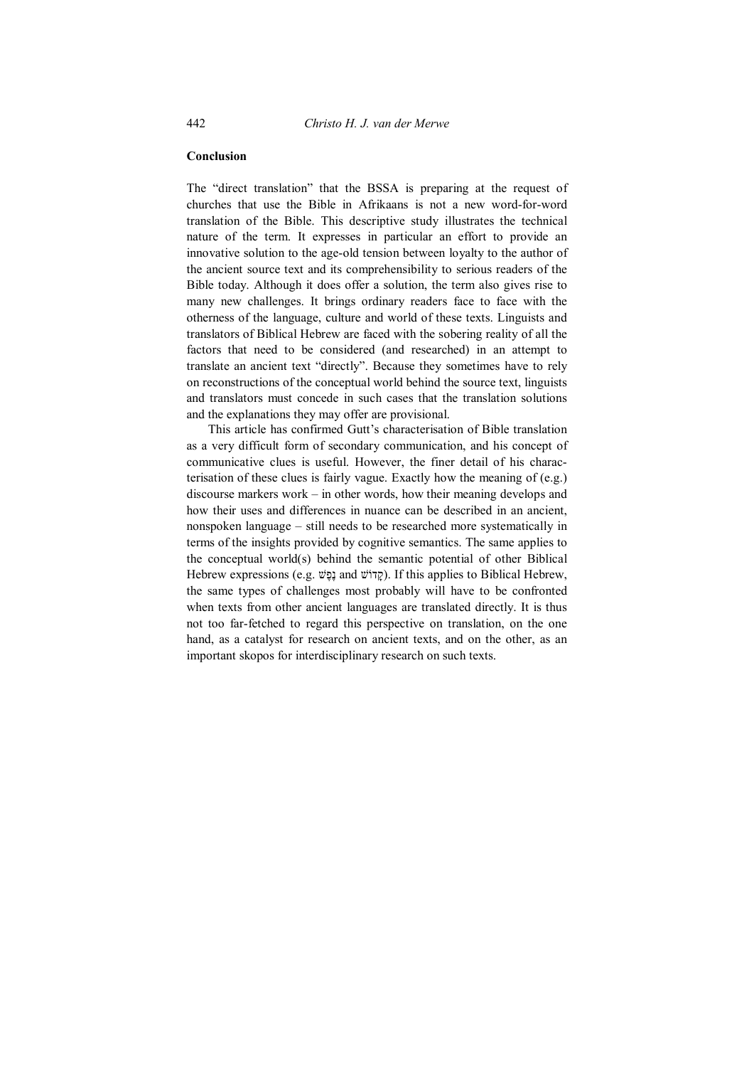## Conclusion

The "direct translation" that the BSSA is preparing at the request of churches that use the Bible in Afrikaans is not a new word-for-word translation of the Bible. This descriptive study illustrates the technical nature of the term. It expresses in particular an effort to provide an innovative solution to the age-old tension between loyalty to the author of the ancient source text and its comprehensibility to serious readers of the Bible today. Although it does offer a solution, the term also gives rise to many new challenges. It brings ordinary readers face to face with the otherness of the language, culture and world of these texts. Linguists and translators of Biblical Hebrew are faced with the sobering reality of all the factors that need to be considered (and researched) in an attempt to translate an ancient text "directly". Because they sometimes have to rely on reconstructions of the conceptual world behind the source text, linguists and translators must concede in such cases that the translation solutions and the explanations they may offer are provisional.

This article has confirmed Gutt's characterisation of Bible translation as a very difficult form of secondary communication, and his concept of communicative clues is useful. However, the finer detail of his characterisation of these clues is fairly vague. Exactly how the meaning of (e.g.) discourse markers work – in other words, how their meaning develops and how their uses and differences in nuance can be described in an ancient, nonspoken language – still needs to be researched more systematically in terms of the insights provided by cognitive semantics. The same applies to the conceptual world(s) behind the semantic potential of other Biblical Hebrew expressions (e.g. נֶפֶשׁ and קָדוֹשׁ). If this applies to Biblical Hebrew, the same types of challenges most probably will have to be confronted when texts from other ancient languages are translated directly. It is thus not too far-fetched to regard this perspective on translation, on the one hand, as a catalyst for research on ancient texts, and on the other, as an important skopos for interdisciplinary research on such texts.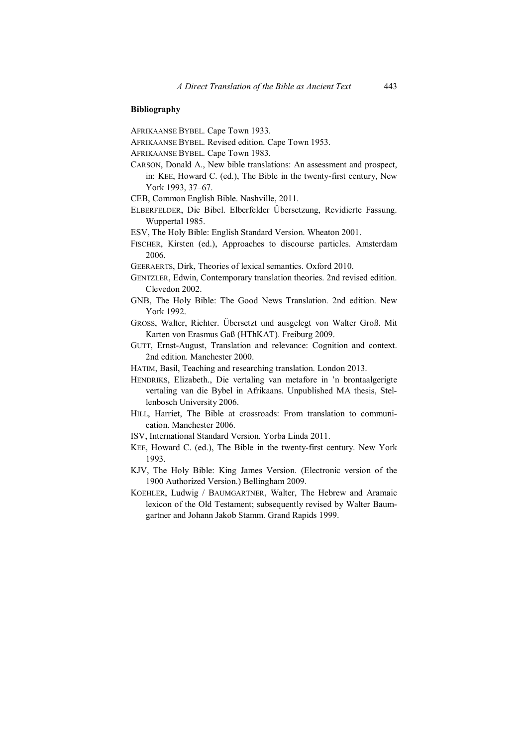**Bibliography**

AFRIKAANSE BYBEL. Cape Town 1933.

AFRIKAANSE BYBEL. Revised edition. Cape Town 1953.

AFRIKAANSE BYBEL. Cape Town 1983.

CARSON, Donald A., New bible translations: An assessment and prospect, in: KEE, Howard C. (ed.), The Bible in the twenty-first century, New York 1993, 37–67.

CEB, Common English Bible. Nashville, 2011.

ELBERFELDER, Die Bibel. Elberfelder Übersetzung, Revidierte Fassung. Wuppertal 1985.

ESV, The Holy Bible: English Standard Version. Wheaton 2001.

FISCHER, Kirsten (ed.), Approaches to discourse particles. Amsterdam 2006.

GEERAERTS, Dirk, Theories of lexical semantics. Oxford 2010.

GENTZLER, Edwin, Contemporary translation theories. 2nd revised edition. Clevedon 2002.

GNB, The Holy Bible: The Good News Translation. 2nd edition. New York 1992.

GROSS, Walter, Richter. Übersetzt und ausgelegt von Walter Groß. Mit Karten von Erasmus Gaß (HThKAT). Freiburg 2009.

GUTT, Ernst-August, Translation and relevance: Cognition and context. 2nd edition. Manchester 2000.

HATIM, Basil, Teaching and researching translation. London 2013.

HENDRIKS, Elizabeth., Die vertaling van metafore in 'n brontaalgerigte vertaling van die Bybel in Afrikaans. Unpublished MA thesis, Stellenbosch University 2006.

HILL, Harriet, The Bible at crossroads: From translation to communication. Manchester 2006.

ISV, International Standard Version. Yorba Linda 2011.

KEE, Howard C. (ed.), The Bible in the twenty-first century. New York 1993.

KJV, The Holy Bible: King James Version. (Electronic version of the 1900 Authorized Version.) Bellingham 2009.

KOEHLER, Ludwig / BAUMGARTNER, Walter, The Hebrew and Aramaic lexicon of the Old Testament; subsequently revised by Walter Baumgartner and Johann Jakob Stamm. Grand Rapids 1999.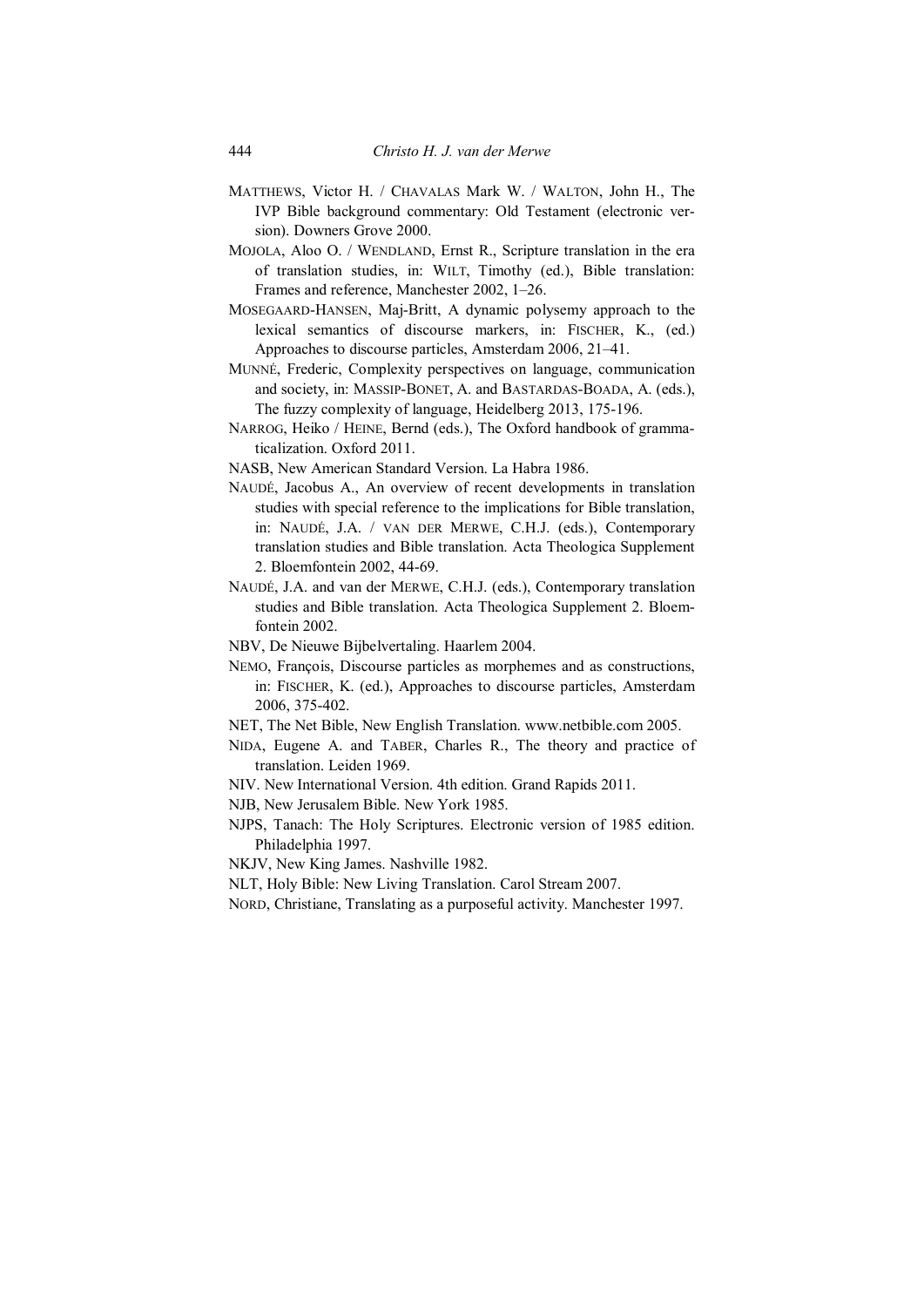MATTHEWS, Victor H. / CHAVALAS Mark W. / WALTON, John H., The IVP Bible background commentary: Old Testament (electronic version). Downers Grove 2000.

MOJOLA, Aloo O. / WENDLAND, Ernst R., Scripture translation in the era of translation studies, in: WILT, Timothy (ed.), Bible translation: Frames and reference, Manchester 2002, 1–26.

MOSEGAARD-HANSEN, Maj-Britt, A dynamic polysemy approach to the lexical semantics of discourse markers, in: FISCHER, K., (ed.) Approaches to discourse particles, Amsterdam 2006, 21–41.

MUNNÉ, Frederic, Complexity perspectives on language, communication and society, in: MASSIP-BONET, A. and BASTARDAS-BOADA, A. (eds.), The fuzzy complexity of language, Heidelberg 2013, 175-196.

NARROG, Heiko / HEINE, Bernd (eds.), The Oxford handbook of grammaticalization. Oxford 2011.

NASB, New American Standard Version. La Habra 1986.

NAUDÉ, Jacobus A., An overview of recent developments in translation studies with special reference to the implications for Bible translation, in: NAUDÉ, J.A. / VAN DER MERWE, C.H.J. (eds.), Contemporary translation studies and Bible translation. Acta Theologica Supplement 2. Bloemfontein 2002, 44-69.

NAUDÉ, J.A. and van der MERWE, C.H.J. (eds.), Contemporary translation studies and Bible translation. Acta Theologica Supplement 2. Bloemfontein 2002.

NBV, De Nieuwe Bijbelvertaling. Haarlem 2004.

NEMO, François, Discourse particles as morphemes and as constructions, in: FISCHER, K. (ed.), Approaches to discourse particles, Amsterdam 2006, 375-402.

NET, The Net Bible, New English Translation. www.netbible.com 2005.

NIDA, Eugene A. and TABER, Charles R., The theory and practice of translation. Leiden 1969.

NIV. New International Version. 4th edition. Grand Rapids 2011.

NJB, New Jerusalem Bible. New York 1985.

NJPS, Tanach: The Holy Scriptures. Electronic version of 1985 edition. Philadelphia 1997.

NKJV, New King James. Nashville 1982.

NLT, Holy Bible: New Living Translation. Carol Stream 2007.

NORD, Christiane, Translating as a purposeful activity. Manchester 1997.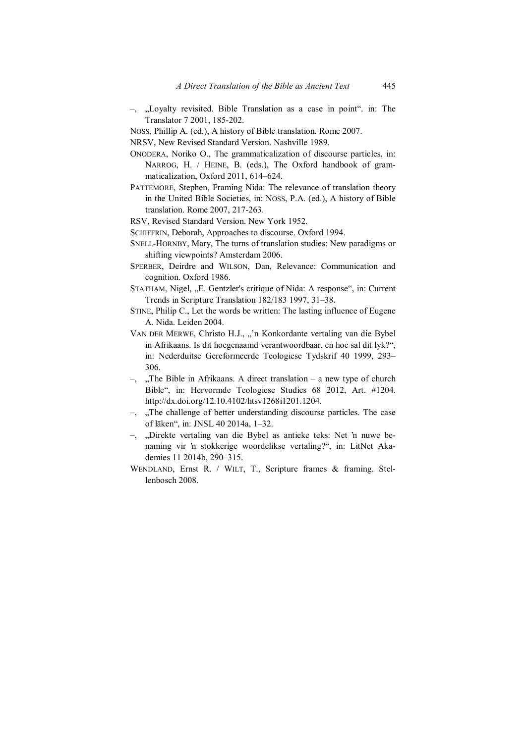–, „Loyalty revisited. Bible Translation as a case in point". in: The Translator 7 2001, 185-202.

NOSS, Phillip A. (ed.), A history of Bible translation. Rome 2007.

NRSV, New Revised Standard Version. Nashville 1989.

ONODERA, Noriko O., The grammaticalization of discourse particles, in: NARROG, H. / HEINE, B. (eds.), The Oxford handbook of grammaticalization, Oxford 2011, 614–624.

PATTEMORE, Stephen, Framing Nida: The relevance of translation theory in the United Bible Societies, in: NOSS, P.A. (ed.), A history of Bible translation. Rome 2007, 217-263.

RSV, Revised Standard Version. New York 1952.

SCHIFFRIN, Deborah, Approaches to discourse. Oxford 1994.

SNELL-HORNBY, Mary, The turns of translation studies: New paradigms or shifting viewpoints? Amsterdam 2006.

SPERBER, Deirdre and WILSON, Dan, Relevance: Communication and cognition. Oxford 1986.

STATHAM, Nigel, „E. Gentzler's critique of Nida: A response", in: Current Trends in Scripture Translation 182/183 1997, 31–38.

STINE, Philip C., Let the words be written: The lasting influence of Eugene A. Nida. Leiden 2004.

VAN DER MERWE, Christo H.J., „'n Konkordante vertaling van die Bybel in Afrikaans. Is dit hoegenaamd verantwoordbaar, en hoe sal dit lyk?", in: Nederduitse Gereformeerde Teologiese Tydskrif 40 1999, 293–306.

–, „The Bible in Afrikaans. A direct translation – a new type of church Bible", in: Hervormde Teologiese Studies 68 2012, Art. #1204. http://dx.doi.org/12.10.4102/htsv1268i1201.1204.

–, „The challenge of better understanding discourse particles. The case of lāken", in: JNSL 40 2014a, 1–32.

–, „Direkte vertaling van die Bybel as antieke teks: Net 'n nuwe benaming vir 'n stokkerige woordelikse vertaling?", in: LitNet Akademies 11 2014b, 290–315.

WENDLAND, Ernst R. / WILT, T., Scripture frames & framing. Stellenbosch 2008.